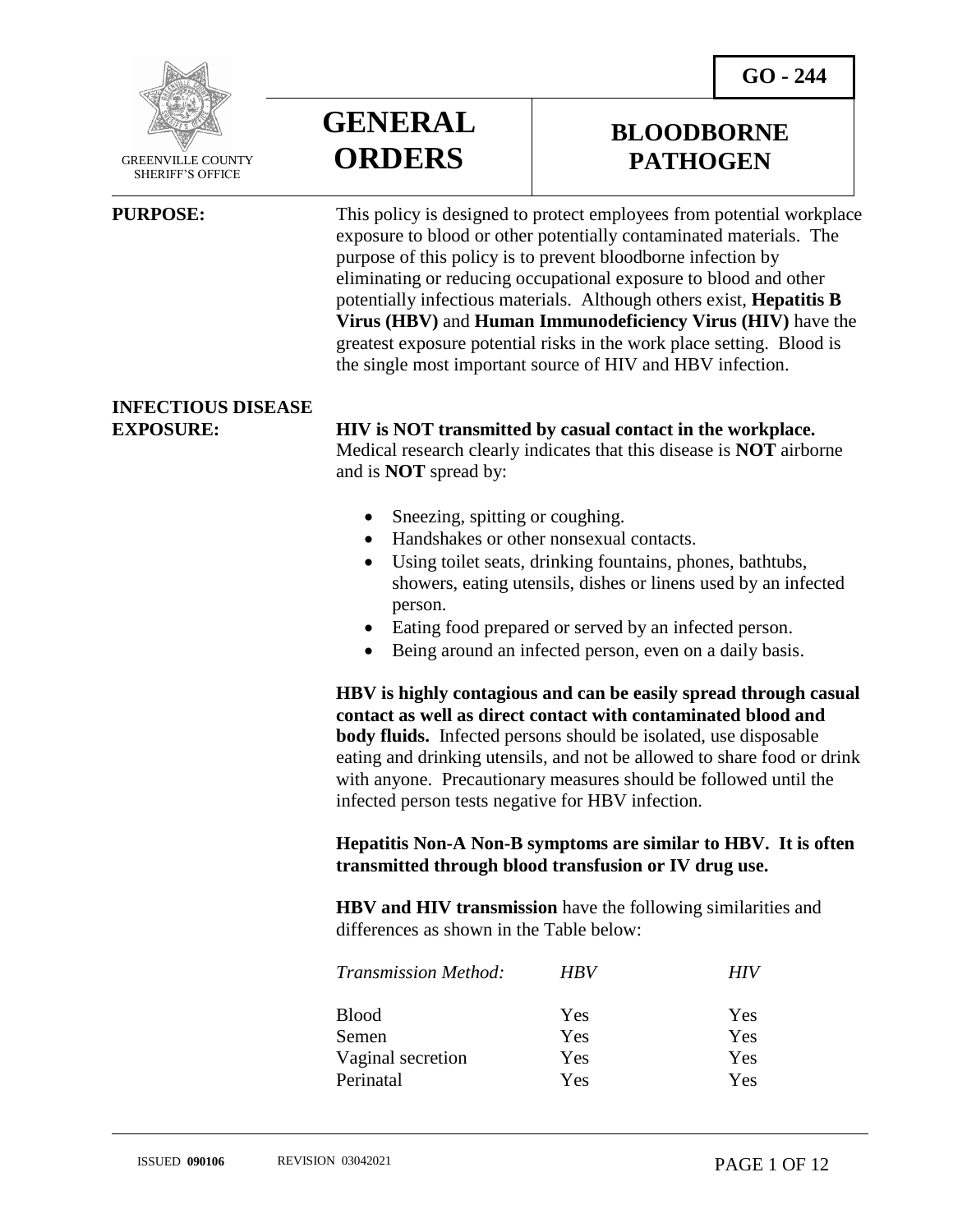GO - 244

GREENVILLE COUNTY SHERIFF'S OFFICE

# GENERAL ORDERS

# BLOODBORNE PATHOGEN

**PURPOSE:** This policy is designed to protect employees from potential workplace exposure to blood or other potentially contaminated materials. The purpose of this policy is to prevent bloodborne infection by eliminating or reducing occupational exposure to blood and other potentially infectious materials. Although others exist, **Hepatitis B Virus (HBV)** and **Human Immunodeficiency Virus (HIV)** have the greatest exposure potential risks in the work place setting. Blood is the single most important source of HIV and HBV infection.

**INFECTIOUS DISEASE EXPOSURE:**

**HIV is NOT transmitted by casual contact in the workplace.** Medical research clearly indicates that this disease is **NOT** airborne and is **NOT** spread by:

- Sneezing, spitting or coughing.
- Handshakes or other nonsexual contacts.
- Using toilet seats, drinking fountains, phones, bathtubs, showers, eating utensils, dishes or linens used by an infected person.
- Eating food prepared or served by an infected person.
- Being around an infected person, even on a daily basis.

**HBV is highly contagious and can be easily spread through casual contact as well as direct contact with contaminated blood and body fluids.** Infected persons should be isolated, use disposable eating and drinking utensils, and not be allowed to share food or drink with anyone. Precautionary measures should be followed until the infected person tests negative for HBV infection.

**Hepatitis Non-A Non-B symptoms are similar to HBV. It is often transmitted through blood transfusion or IV drug use.**

**HBV and HIV transmission** have the following similarities and differences as shown in the Table below:

| *Transmission Method:* | *HBV* | *HIV* |
|---|---|---|
| Blood | Yes | Yes |
| Semen | Yes | Yes |
| Vaginal secretion | Yes | Yes |
| Perinatal | Yes | Yes |

ISSUED **090106** REVISION 03042021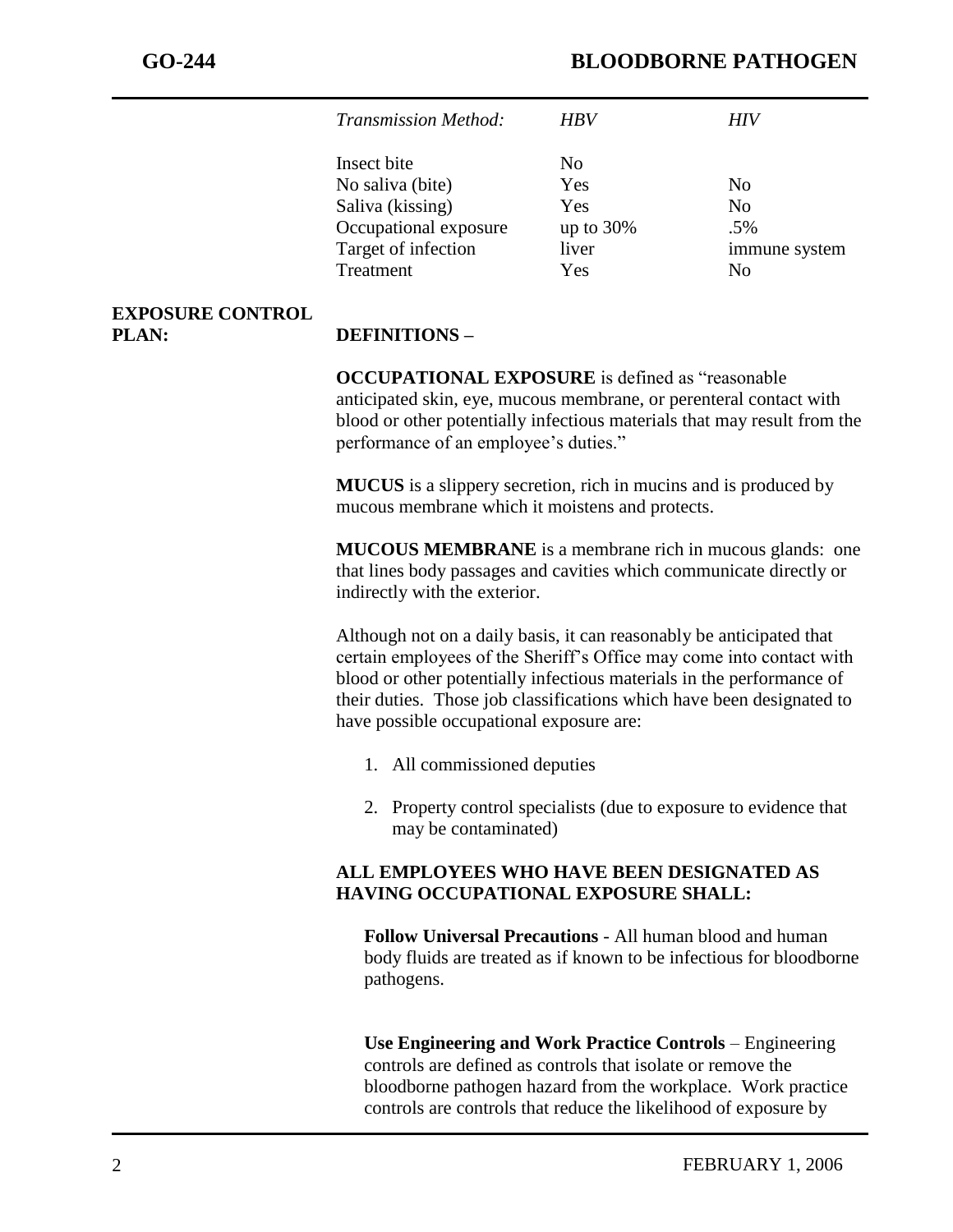| *Transmission Method:* | *HBV* | *HIV* |
|---|---|---|
| Insect bite | No | |
| No saliva (bite) | Yes | No |
| Saliva (kissing) | Yes | No |
| Occupational exposure | up to 30% | .5% |
| Target of infection | liver | immune system |
| Treatment | Yes | No |

## EXPOSURE CONTROL PLAN:

**DEFINITIONS –**

**OCCUPATIONAL EXPOSURE** is defined as "reasonable anticipated skin, eye, mucous membrane, or perenteral contact with blood or other potentially infectious materials that may result from the performance of an employee's duties."

**MUCUS** is a slippery secretion, rich in mucins and is produced by mucous membrane which it moistens and protects.

**MUCOUS MEMBRANE** is a membrane rich in mucous glands: one that lines body passages and cavities which communicate directly or indirectly with the exterior.

Although not on a daily basis, it can reasonably be anticipated that certain employees of the Sheriff's Office may come into contact with blood or other potentially infectious materials in the performance of their duties. Those job classifications which have been designated to have possible occupational exposure are:

1. All commissioned deputies
2. Property control specialists (due to exposure to evidence that may be contaminated)

**ALL EMPLOYEES WHO HAVE BEEN DESIGNATED AS HAVING OCCUPATIONAL EXPOSURE SHALL:**

**Follow Universal Precautions** - All human blood and human body fluids are treated as if known to be infectious for bloodborne pathogens.

**Use Engineering and Work Practice Controls** – Engineering controls are defined as controls that isolate or remove the bloodborne pathogen hazard from the workplace. Work practice controls are controls that reduce the likelihood of exposure by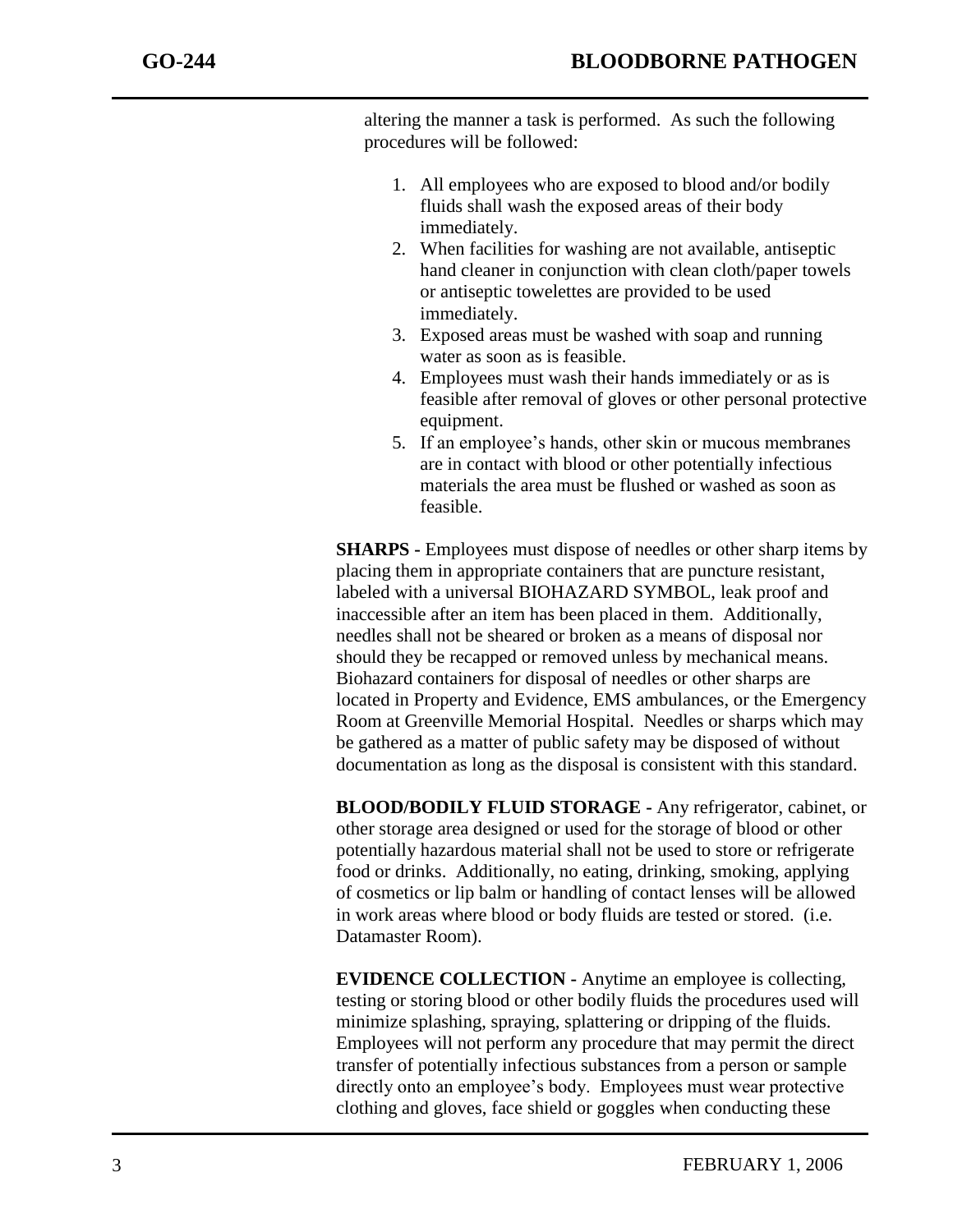altering the manner a task is performed. As such the following procedures will be followed:

1. All employees who are exposed to blood and/or bodily fluids shall wash the exposed areas of their body immediately.
2. When facilities for washing are not available, antiseptic hand cleaner in conjunction with clean cloth/paper towels or antiseptic towelettes are provided to be used immediately.
3. Exposed areas must be washed with soap and running water as soon as is feasible.
4. Employees must wash their hands immediately or as is feasible after removal of gloves or other personal protective equipment.
5. If an employee's hands, other skin or mucous membranes are in contact with blood or other potentially infectious materials the area must be flushed or washed as soon as feasible.

**SHARPS -** Employees must dispose of needles or other sharp items by placing them in appropriate containers that are puncture resistant, labeled with a universal BIOHAZARD SYMBOL, leak proof and inaccessible after an item has been placed in them. Additionally, needles shall not be sheared or broken as a means of disposal nor should they be recapped or removed unless by mechanical means. Biohazard containers for disposal of needles or other sharps are located in Property and Evidence, EMS ambulances, or the Emergency Room at Greenville Memorial Hospital. Needles or sharps which may be gathered as a matter of public safety may be disposed of without documentation as long as the disposal is consistent with this standard.

**BLOOD/BODILY FLUID STORAGE -** Any refrigerator, cabinet, or other storage area designed or used for the storage of blood or other potentially hazardous material shall not be used to store or refrigerate food or drinks. Additionally, no eating, drinking, smoking, applying of cosmetics or lip balm or handling of contact lenses will be allowed in work areas where blood or body fluids are tested or stored. (i.e. Datamaster Room).

**EVIDENCE COLLECTION -** Anytime an employee is collecting, testing or storing blood or other bodily fluids the procedures used will minimize splashing, spraying, splattering or dripping of the fluids. Employees will not perform any procedure that may permit the direct transfer of potentially infectious substances from a person or sample directly onto an employee's body. Employees must wear protective clothing and gloves, face shield or goggles when conducting these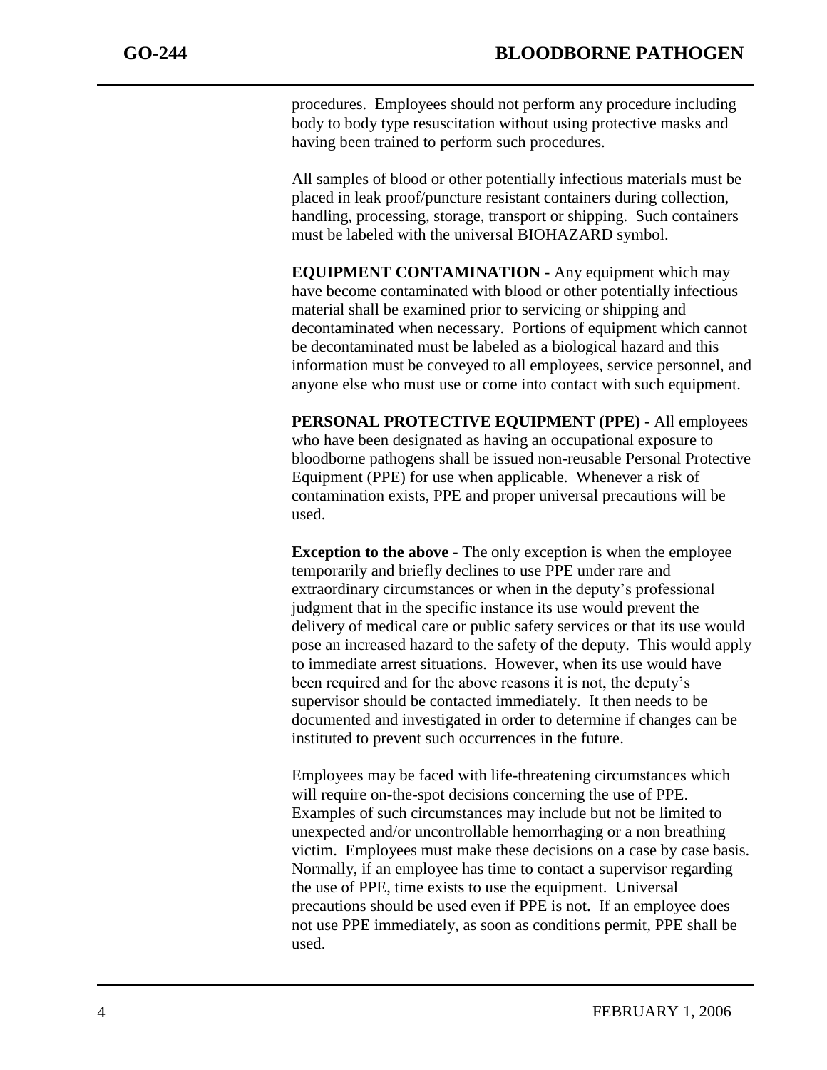procedures. Employees should not perform any procedure including body to body type resuscitation without using protective masks and having been trained to perform such procedures.

All samples of blood or other potentially infectious materials must be placed in leak proof/puncture resistant containers during collection, handling, processing, storage, transport or shipping. Such containers must be labeled with the universal BIOHAZARD symbol.

**EQUIPMENT CONTAMINATION** - Any equipment which may have become contaminated with blood or other potentially infectious material shall be examined prior to servicing or shipping and decontaminated when necessary. Portions of equipment which cannot be decontaminated must be labeled as a biological hazard and this information must be conveyed to all employees, service personnel, and anyone else who must use or come into contact with such equipment.

**PERSONAL PROTECTIVE EQUIPMENT (PPE) -** All employees who have been designated as having an occupational exposure to bloodborne pathogens shall be issued non-reusable Personal Protective Equipment (PPE) for use when applicable. Whenever a risk of contamination exists, PPE and proper universal precautions will be used.

**Exception to the above -** The only exception is when the employee temporarily and briefly declines to use PPE under rare and extraordinary circumstances or when in the deputy's professional judgment that in the specific instance its use would prevent the delivery of medical care or public safety services or that its use would pose an increased hazard to the safety of the deputy. This would apply to immediate arrest situations. However, when its use would have been required and for the above reasons it is not, the deputy's supervisor should be contacted immediately. It then needs to be documented and investigated in order to determine if changes can be instituted to prevent such occurrences in the future.

Employees may be faced with life-threatening circumstances which will require on-the-spot decisions concerning the use of PPE. Examples of such circumstances may include but not be limited to unexpected and/or uncontrollable hemorrhaging or a non breathing victim. Employees must make these decisions on a case by case basis. Normally, if an employee has time to contact a supervisor regarding the use of PPE, time exists to use the equipment. Universal precautions should be used even if PPE is not. If an employee does not use PPE immediately, as soon as conditions permit, PPE shall be used.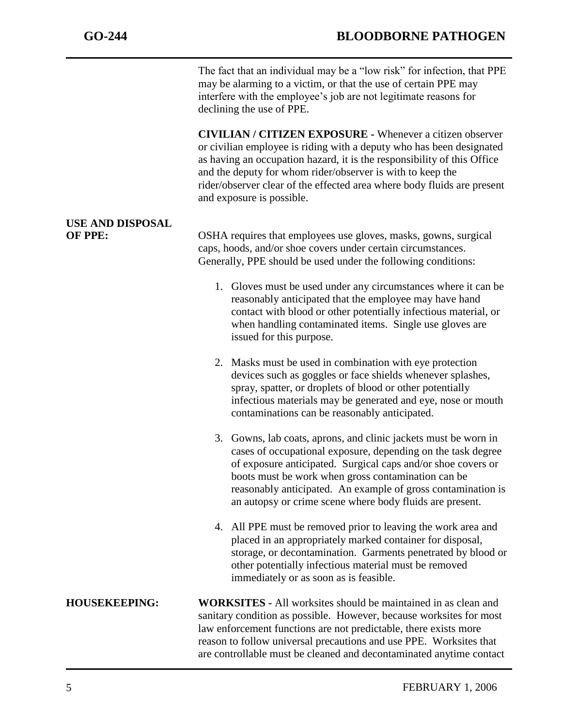The fact that an individual may be a "low risk" for infection, that PPE may be alarming to a victim, or that the use of certain PPE may interfere with the employee's job are not legitimate reasons for declining the use of PPE.

**CIVILIAN / CITIZEN EXPOSURE -** Whenever a citizen observer or civilian employee is riding with a deputy who has been designated as having an occupation hazard, it is the responsibility of this Office and the deputy for whom rider/observer is with to keep the rider/observer clear of the effected area where body fluids are present and exposure is possible.

**USE AND DISPOSAL OF PPE:**

OSHA requires that employees use gloves, masks, gowns, surgical caps, hoods, and/or shoe covers under certain circumstances. Generally, PPE should be used under the following conditions:

1. Gloves must be used under any circumstances where it can be reasonably anticipated that the employee may have hand contact with blood or other potentially infectious material, or when handling contaminated items. Single use gloves are issued for this purpose.

2. Masks must be used in combination with eye protection devices such as goggles or face shields whenever splashes, spray, spatter, or droplets of blood or other potentially infectious materials may be generated and eye, nose or mouth contaminations can be reasonably anticipated.

3. Gowns, lab coats, aprons, and clinic jackets must be worn in cases of occupational exposure, depending on the task degree of exposure anticipated. Surgical caps and/or shoe covers or boots must be work when gross contamination can be reasonably anticipated. An example of gross contamination is an autopsy or crime scene where body fluids are present.

4. All PPE must be removed prior to leaving the work area and placed in an appropriately marked container for disposal, storage, or decontamination. Garments penetrated by blood or other potentially infectious material must be removed immediately or as soon as is feasible.

**HOUSEKEEPING:**

**WORKSITES -** All worksites should be maintained in as clean and sanitary condition as possible. However, because worksites for most law enforcement functions are not predictable, there exists more reason to follow universal precautions and use PPE. Worksites that are controllable must be cleaned and decontaminated anytime contact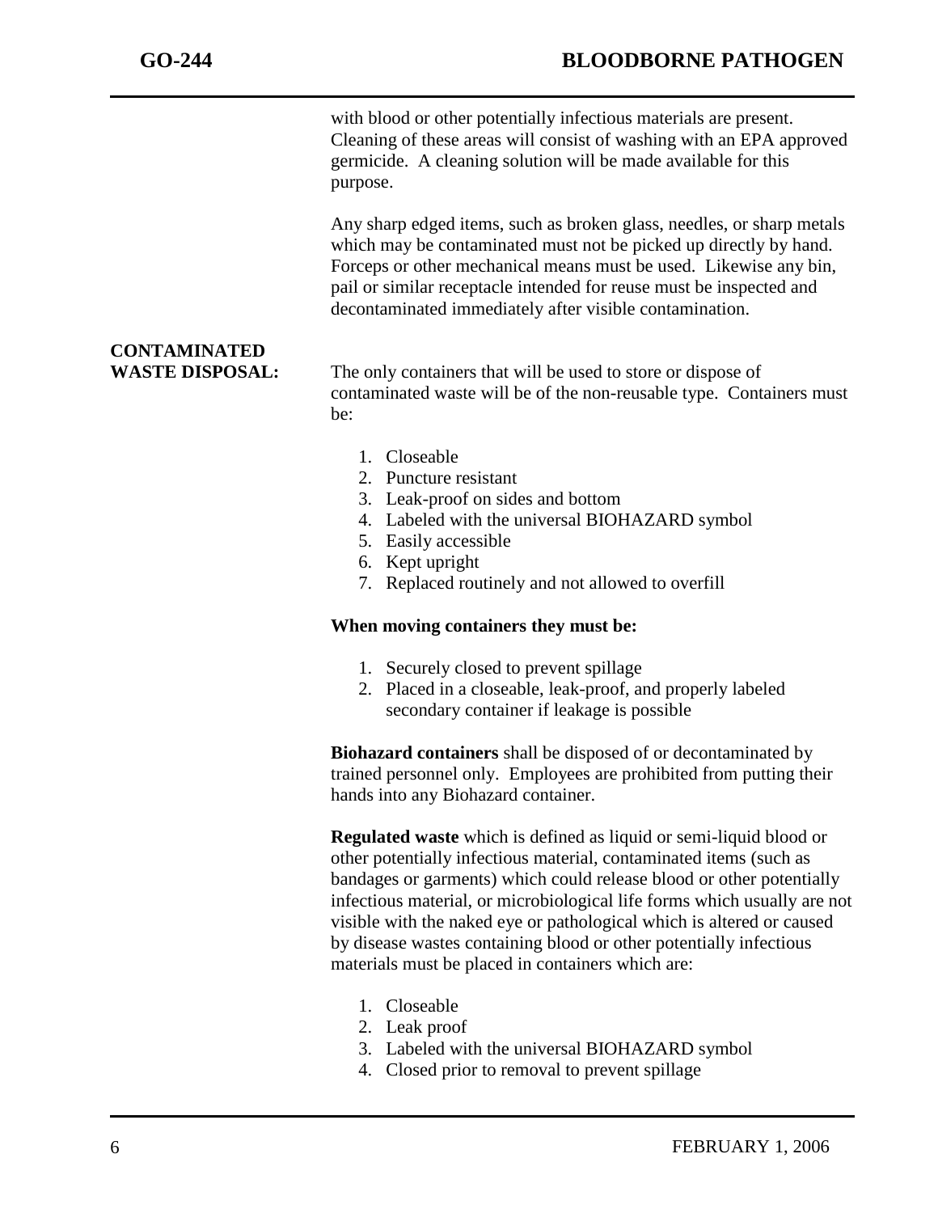with blood or other potentially infectious materials are present. Cleaning of these areas will consist of washing with an EPA approved germicide. A cleaning solution will be made available for this purpose.

Any sharp edged items, such as broken glass, needles, or sharp metals which may be contaminated must not be picked up directly by hand. Forceps or other mechanical means must be used. Likewise any bin, pail or similar receptacle intended for reuse must be inspected and decontaminated immediately after visible contamination.

**CONTAMINATED WASTE DISPOSAL:** The only containers that will be used to store or dispose of contaminated waste will be of the non-reusable type. Containers must be:

1. Closeable
2. Puncture resistant
3. Leak-proof on sides and bottom
4. Labeled with the universal BIOHAZARD symbol
5. Easily accessible
6. Kept upright
7. Replaced routinely and not allowed to overfill

**When moving containers they must be:**

1. Securely closed to prevent spillage
2. Placed in a closeable, leak-proof, and properly labeled secondary container if leakage is possible

**Biohazard containers** shall be disposed of or decontaminated by trained personnel only. Employees are prohibited from putting their hands into any Biohazard container.

**Regulated waste** which is defined as liquid or semi-liquid blood or other potentially infectious material, contaminated items (such as bandages or garments) which could release blood or other potentially infectious material, or microbiological life forms which usually are not visible with the naked eye or pathological which is altered or caused by disease wastes containing blood or other potentially infectious materials must be placed in containers which are:

1. Closeable
2. Leak proof
3. Labeled with the universal BIOHAZARD symbol
4. Closed prior to removal to prevent spillage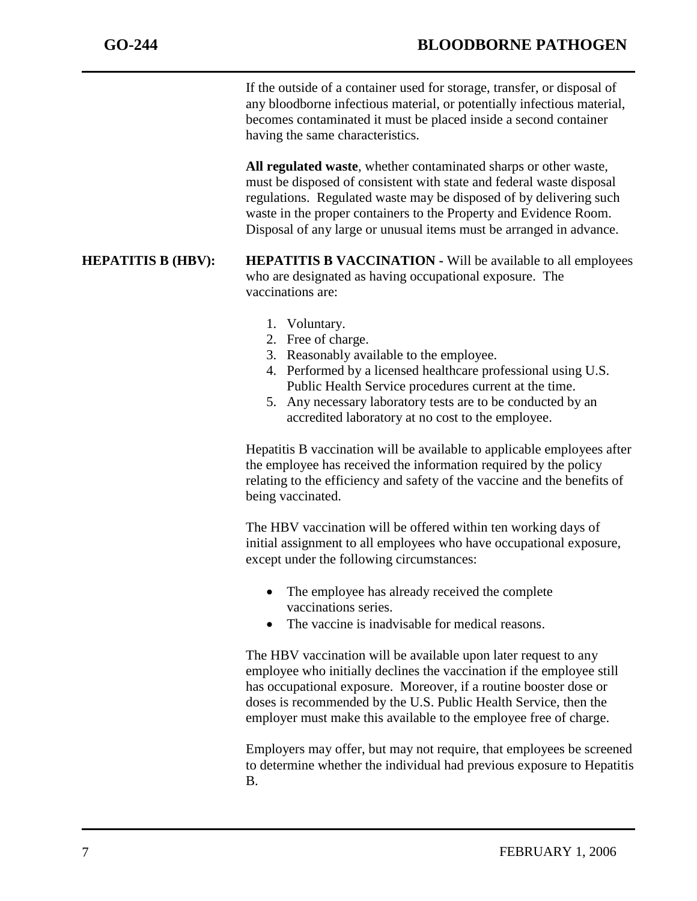If the outside of a container used for storage, transfer, or disposal of any bloodborne infectious material, or potentially infectious material, becomes contaminated it must be placed inside a second container having the same characteristics.

**All regulated waste**, whether contaminated sharps or other waste, must be disposed of consistent with state and federal waste disposal regulations. Regulated waste may be disposed of by delivering such waste in the proper containers to the Property and Evidence Room. Disposal of any large or unusual items must be arranged in advance.

**HEPATITIS B (HBV):**

**HEPATITIS B VACCINATION -** Will be available to all employees who are designated as having occupational exposure. The vaccinations are:

1. Voluntary.
2. Free of charge.
3. Reasonably available to the employee.
4. Performed by a licensed healthcare professional using U.S. Public Health Service procedures current at the time.
5. Any necessary laboratory tests are to be conducted by an accredited laboratory at no cost to the employee.

Hepatitis B vaccination will be available to applicable employees after the employee has received the information required by the policy relating to the efficiency and safety of the vaccine and the benefits of being vaccinated.

The HBV vaccination will be offered within ten working days of initial assignment to all employees who have occupational exposure, except under the following circumstances:

- The employee has already received the complete vaccinations series.
- The vaccine is inadvisable for medical reasons.

The HBV vaccination will be available upon later request to any employee who initially declines the vaccination if the employee still has occupational exposure. Moreover, if a routine booster dose or doses is recommended by the U.S. Public Health Service, then the employer must make this available to the employee free of charge.

Employers may offer, but may not require, that employees be screened to determine whether the individual had previous exposure to Hepatitis B.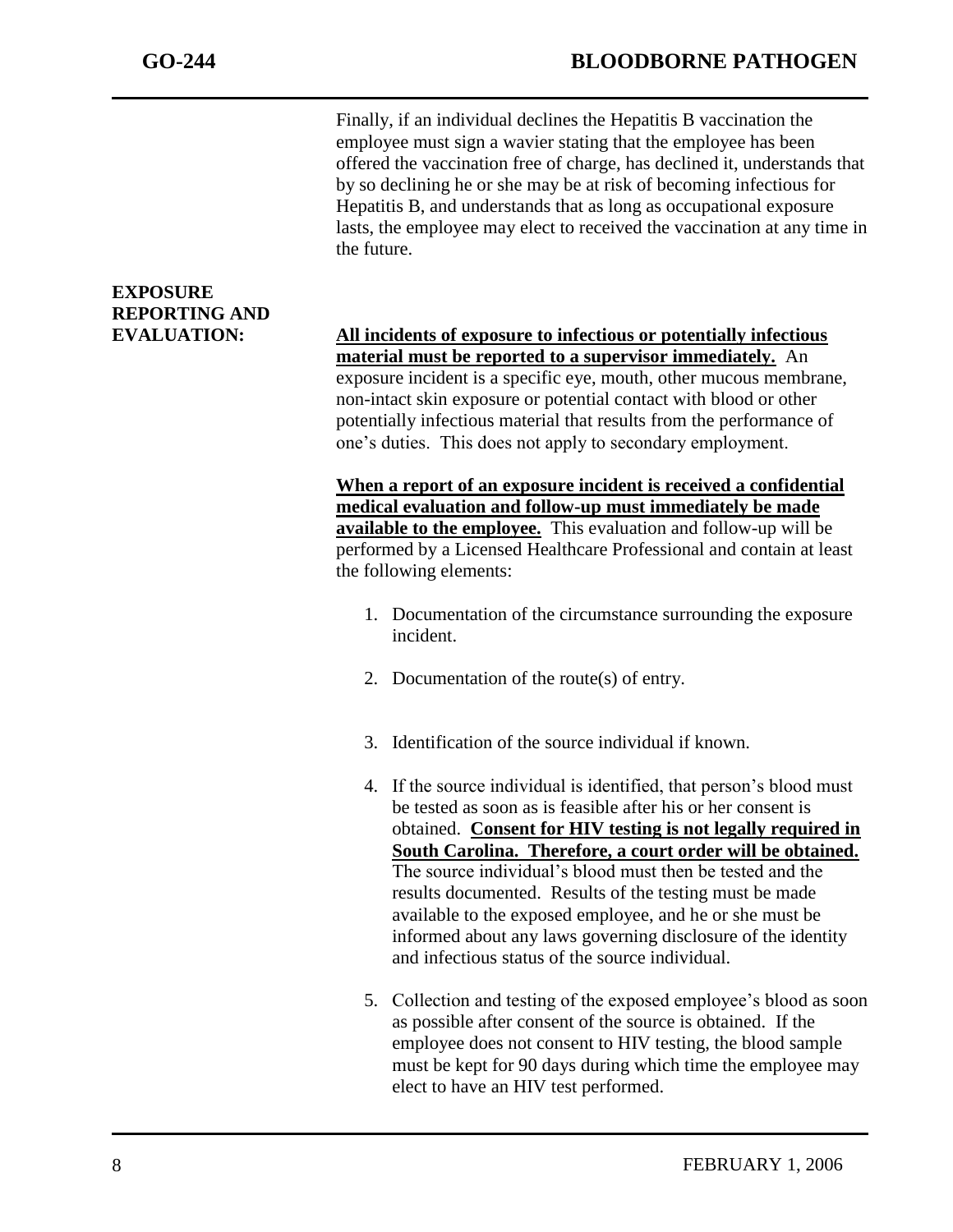Finally, if an individual declines the Hepatitis B vaccination the employee must sign a wavier stating that the employee has been offered the vaccination free of charge, has declined it, understands that by so declining he or she may be at risk of becoming infectious for Hepatitis B, and understands that as long as occupational exposure lasts, the employee may elect to received the vaccination at any time in the future.

**EXPOSURE REPORTING AND EVALUATION:**

<u>**All incidents of exposure to infectious or potentially infectious material must be reported to a supervisor immediately.**</u> An exposure incident is a specific eye, mouth, other mucous membrane, non-intact skin exposure or potential contact with blood or other potentially infectious material that results from the performance of one's duties. This does not apply to secondary employment.

<u>**When a report of an exposure incident is received a confidential medical evaluation and follow-up must immediately be made available to the employee.**</u> This evaluation and follow-up will be performed by a Licensed Healthcare Professional and contain at least the following elements:

1. Documentation of the circumstance surrounding the exposure incident.

2. Documentation of the route(s) of entry.

3. Identification of the source individual if known.

4. If the source individual is identified, that person's blood must be tested as soon as is feasible after his or her consent is obtained. <u>**Consent for HIV testing is not legally required in South Carolina. Therefore, a court order will be obtained.**</u> The source individual's blood must then be tested and the results documented. Results of the testing must be made available to the exposed employee, and he or she must be informed about any laws governing disclosure of the identity and infectious status of the source individual.

5. Collection and testing of the exposed employee's blood as soon as possible after consent of the source is obtained. If the employee does not consent to HIV testing, the blood sample must be kept for 90 days during which time the employee may elect to have an HIV test performed.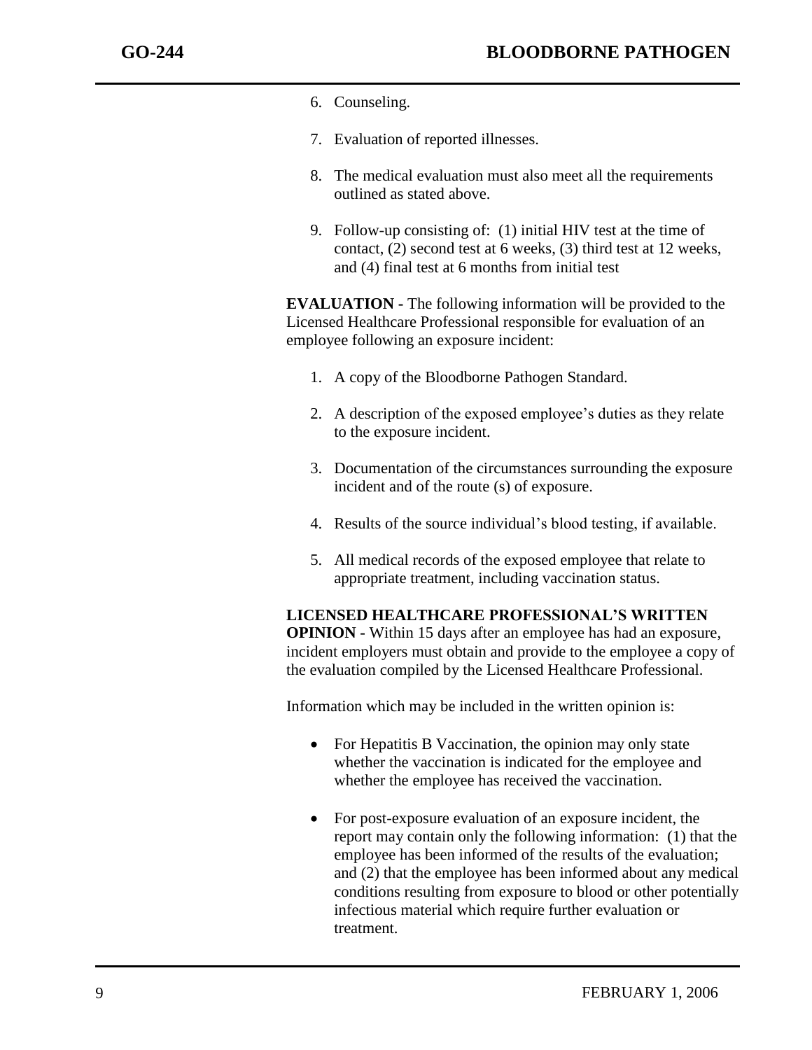6. Counseling.

7. Evaluation of reported illnesses.

8. The medical evaluation must also meet all the requirements outlined as stated above.

9. Follow-up consisting of: (1) initial HIV test at the time of contact, (2) second test at 6 weeks, (3) third test at 12 weeks, and (4) final test at 6 months from initial test

**EVALUATION -** The following information will be provided to the Licensed Healthcare Professional responsible for evaluation of an employee following an exposure incident:

1. A copy of the Bloodborne Pathogen Standard.

2. A description of the exposed employee's duties as they relate to the exposure incident.

3. Documentation of the circumstances surrounding the exposure incident and of the route (s) of exposure.

4. Results of the source individual's blood testing, if available.

5. All medical records of the exposed employee that relate to appropriate treatment, including vaccination status.

**LICENSED HEALTHCARE PROFESSIONAL'S WRITTEN OPINION -** Within 15 days after an employee has had an exposure, incident employers must obtain and provide to the employee a copy of the evaluation compiled by the Licensed Healthcare Professional.

Information which may be included in the written opinion is:

- For Hepatitis B Vaccination, the opinion may only state whether the vaccination is indicated for the employee and whether the employee has received the vaccination.

- For post-exposure evaluation of an exposure incident, the report may contain only the following information: (1) that the employee has been informed of the results of the evaluation; and (2) that the employee has been informed about any medical conditions resulting from exposure to blood or other potentially infectious material which require further evaluation or treatment.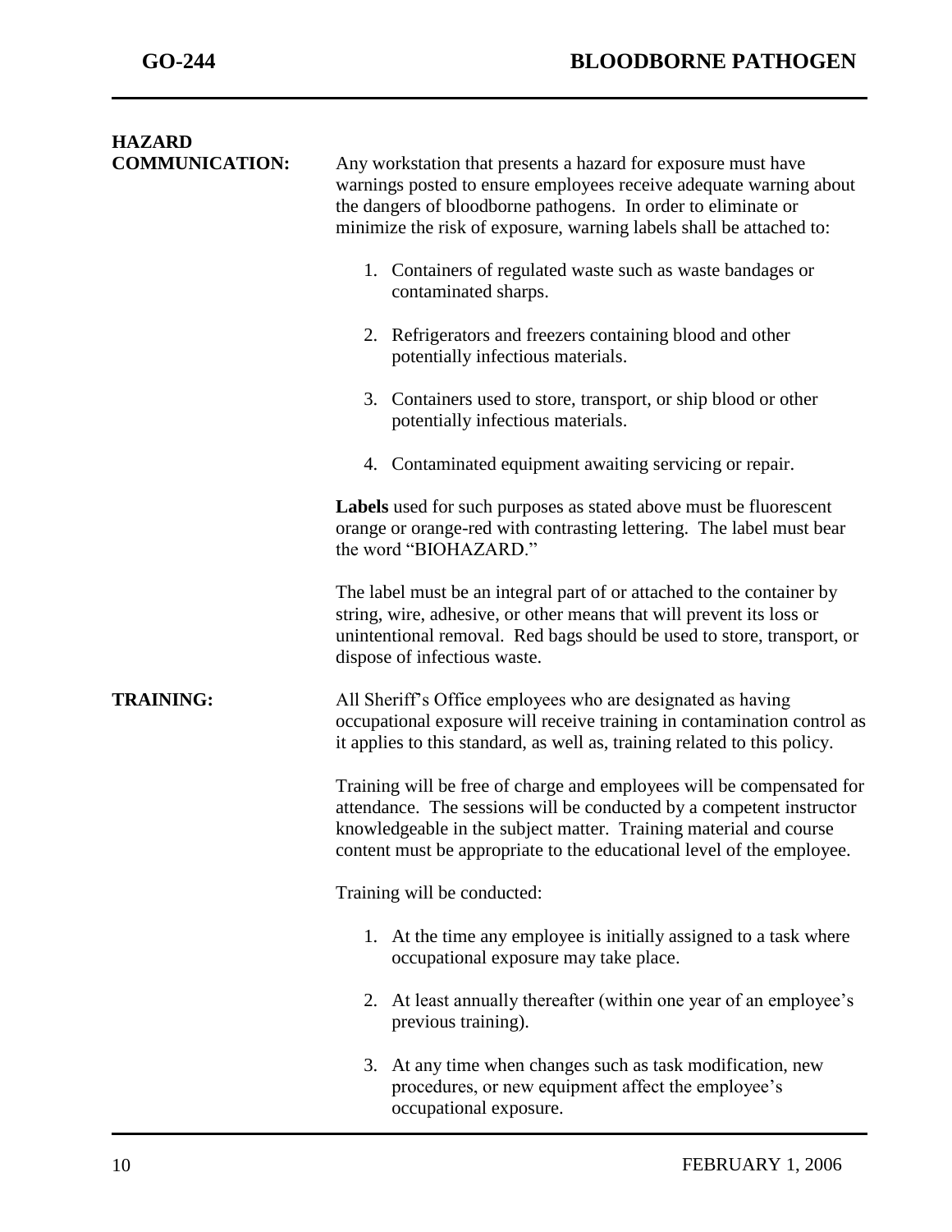**HAZARD COMMUNICATION:**

Any workstation that presents a hazard for exposure must have warnings posted to ensure employees receive adequate warning about the dangers of bloodborne pathogens. In order to eliminate or minimize the risk of exposure, warning labels shall be attached to:

1. Containers of regulated waste such as waste bandages or contaminated sharps.

2. Refrigerators and freezers containing blood and other potentially infectious materials.

3. Containers used to store, transport, or ship blood or other potentially infectious materials.

4. Contaminated equipment awaiting servicing or repair.

**Labels** used for such purposes as stated above must be fluorescent orange or orange-red with contrasting lettering. The label must bear the word "BIOHAZARD."

The label must be an integral part of or attached to the container by string, wire, adhesive, or other means that will prevent its loss or unintentional removal. Red bags should be used to store, transport, or dispose of infectious waste.

**TRAINING:**

All Sheriff's Office employees who are designated as having occupational exposure will receive training in contamination control as it applies to this standard, as well as, training related to this policy.

Training will be free of charge and employees will be compensated for attendance. The sessions will be conducted by a competent instructor knowledgeable in the subject matter. Training material and course content must be appropriate to the educational level of the employee.

Training will be conducted:

1. At the time any employee is initially assigned to a task where occupational exposure may take place.

2. At least annually thereafter (within one year of an employee's previous training).

3. At any time when changes such as task modification, new procedures, or new equipment affect the employee's occupational exposure.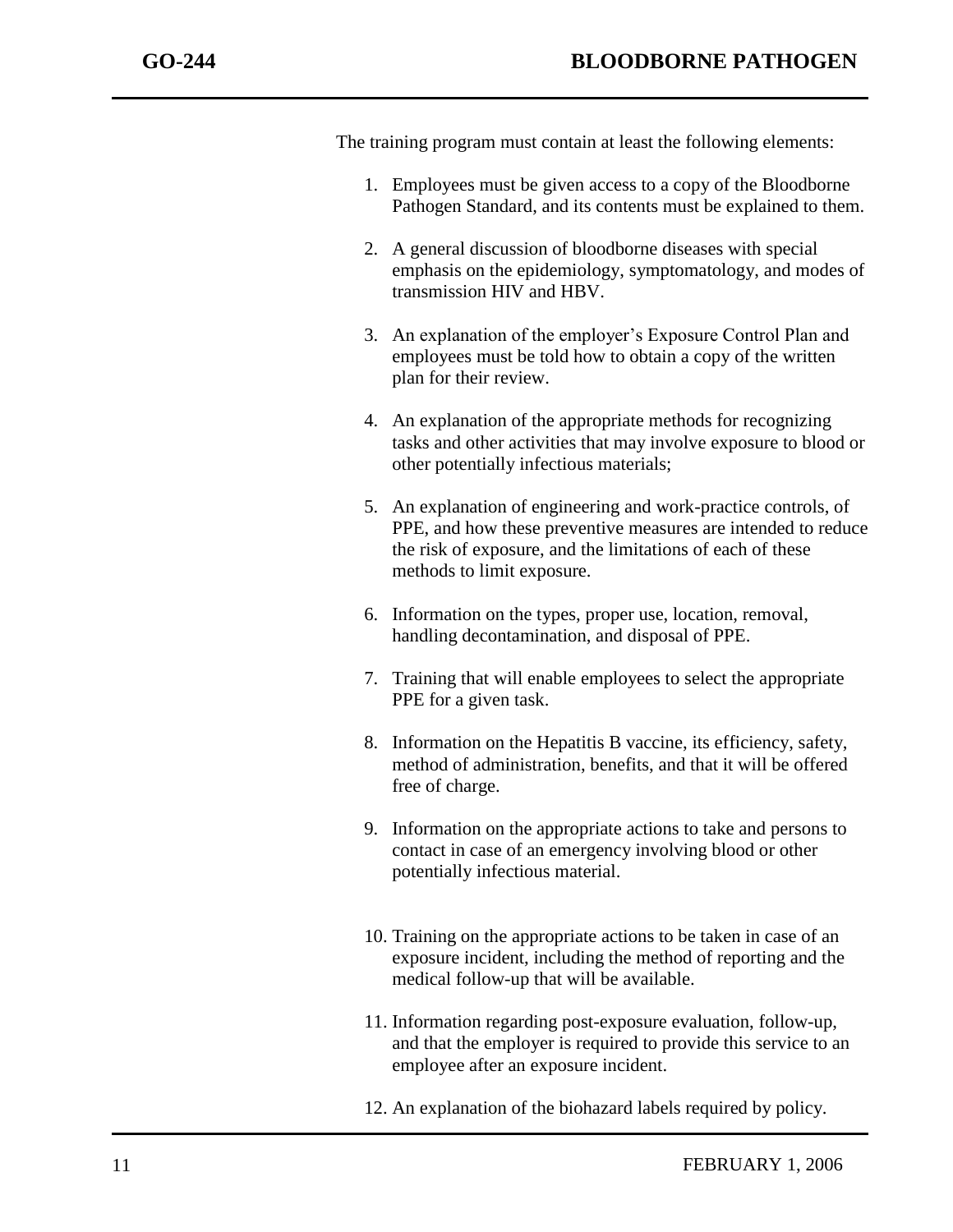The training program must contain at least the following elements:

1. Employees must be given access to a copy of the Bloodborne Pathogen Standard, and its contents must be explained to them.

2. A general discussion of bloodborne diseases with special emphasis on the epidemiology, symptomatology, and modes of transmission HIV and HBV.

3. An explanation of the employer's Exposure Control Plan and employees must be told how to obtain a copy of the written plan for their review.

4. An explanation of the appropriate methods for recognizing tasks and other activities that may involve exposure to blood or other potentially infectious materials;

5. An explanation of engineering and work-practice controls, of PPE, and how these preventive measures are intended to reduce the risk of exposure, and the limitations of each of these methods to limit exposure.

6. Information on the types, proper use, location, removal, handling decontamination, and disposal of PPE.

7. Training that will enable employees to select the appropriate PPE for a given task.

8. Information on the Hepatitis B vaccine, its efficiency, safety, method of administration, benefits, and that it will be offered free of charge.

9. Information on the appropriate actions to take and persons to contact in case of an emergency involving blood or other potentially infectious material.

10. Training on the appropriate actions to be taken in case of an exposure incident, including the method of reporting and the medical follow-up that will be available.

11. Information regarding post-exposure evaluation, follow-up, and that the employer is required to provide this service to an employee after an exposure incident.

12. An explanation of the biohazard labels required by policy.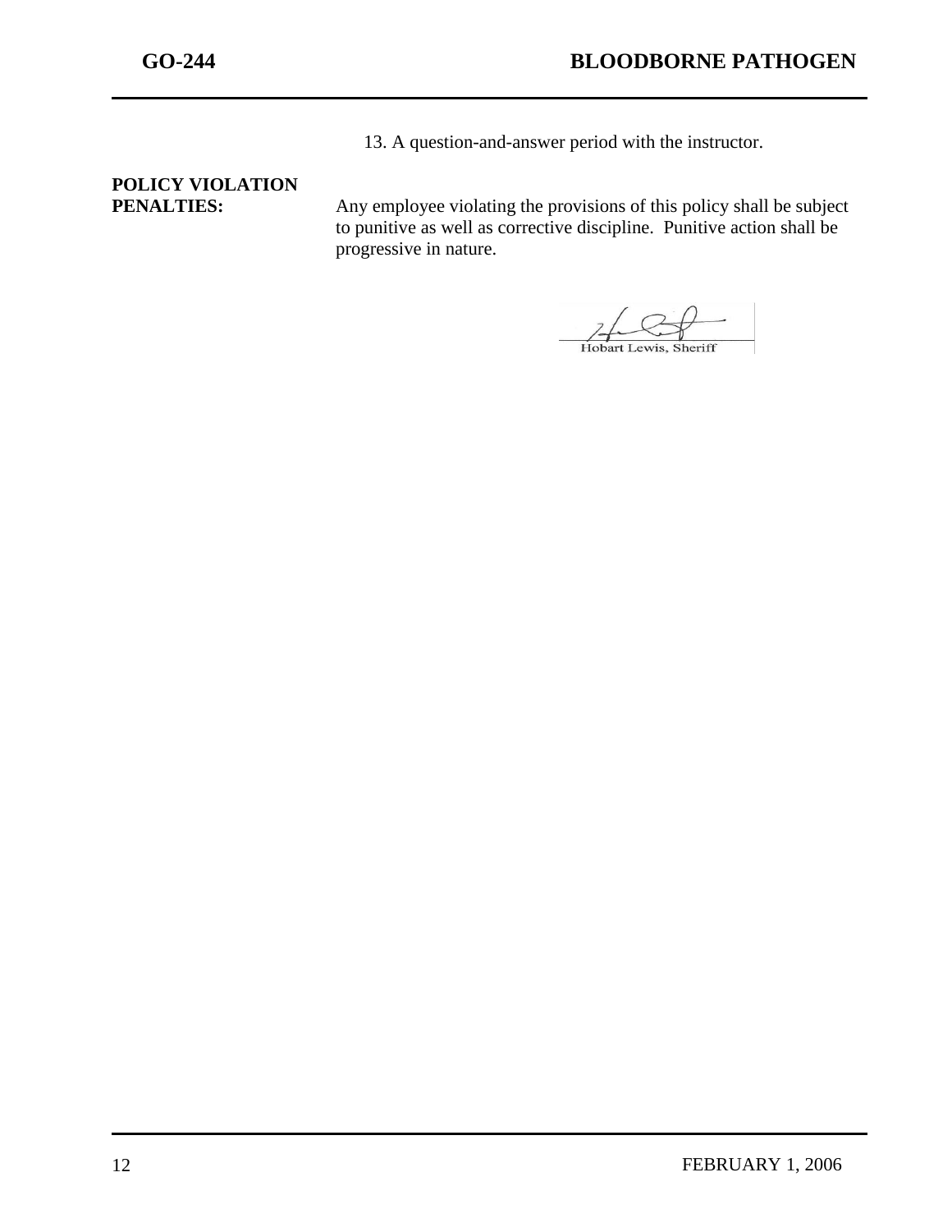13. A question-and-answer period with the instructor.

**POLICY VIOLATION PENALTIES:** Any employee violating the provisions of this policy shall be subject to punitive as well as corrective discipline. Punitive action shall be progressive in nature.

Hobart Lewis, Sheriff